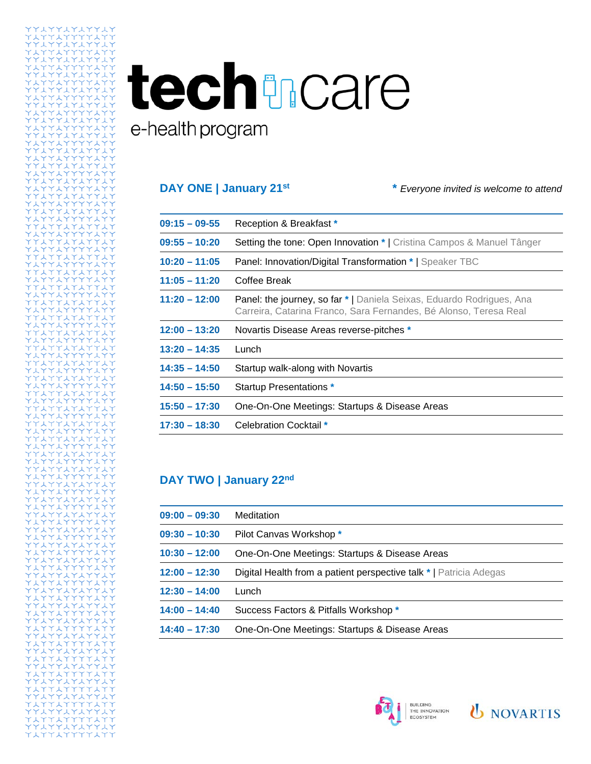# tech care

e-health program

## DAY ONE | January 21st

*\* Everyone invited is welcome to attend*

| | |
|---|---|
| **09:15 – 09-55** | Reception & Breakfast * |
| **09:55 – 10:20** | Setting the tone: Open Innovation * \| Cristina Campos & Manuel Tânger |
| **10:20 – 11:05** | Panel: Innovation/Digital Transformation * \| Speaker TBC |
| **11:05 – 11:20** | Coffee Break |
| **11:20 – 12:00** | Panel: the journey, so far * \| Daniela Seixas, Eduardo Rodrigues, Ana Carreira, Catarina Franco, Sara Fernandes, Bé Alonso, Teresa Real |
| **12:00 – 13:20** | Novartis Disease Areas reverse-pitches * |
| **13:20 – 14:35** | Lunch |
| **14:35 – 14:50** | Startup walk-along with Novartis |
| **14:50 – 15:50** | Startup Presentations * |
| **15:50 – 17:30** | One-On-One Meetings: Startups & Disease Areas |
| **17:30 – 18:30** | Celebration Cocktail * |

## DAY TWO | January 22nd

| | |
|---|---|
| **09:00 – 09:30** | Meditation |
| **09:30 – 10:30** | Pilot Canvas Workshop * |
| **10:30 – 12:00** | One-On-One Meetings: Startups & Disease Areas |
| **12:00 – 12:30** | Digital Health from a patient perspective talk * \| Patricia Adegas |
| **12:30 – 14:00** | Lunch |
| **14:00 – 14:40** | Success Factors & Pitfalls Workshop * |
| **14:40 – 17:30** | One-On-One Meetings: Startups & Disease Areas |

BETA-i BUILDING THE INNOVATION ECOSYSTEM

NOVARTIS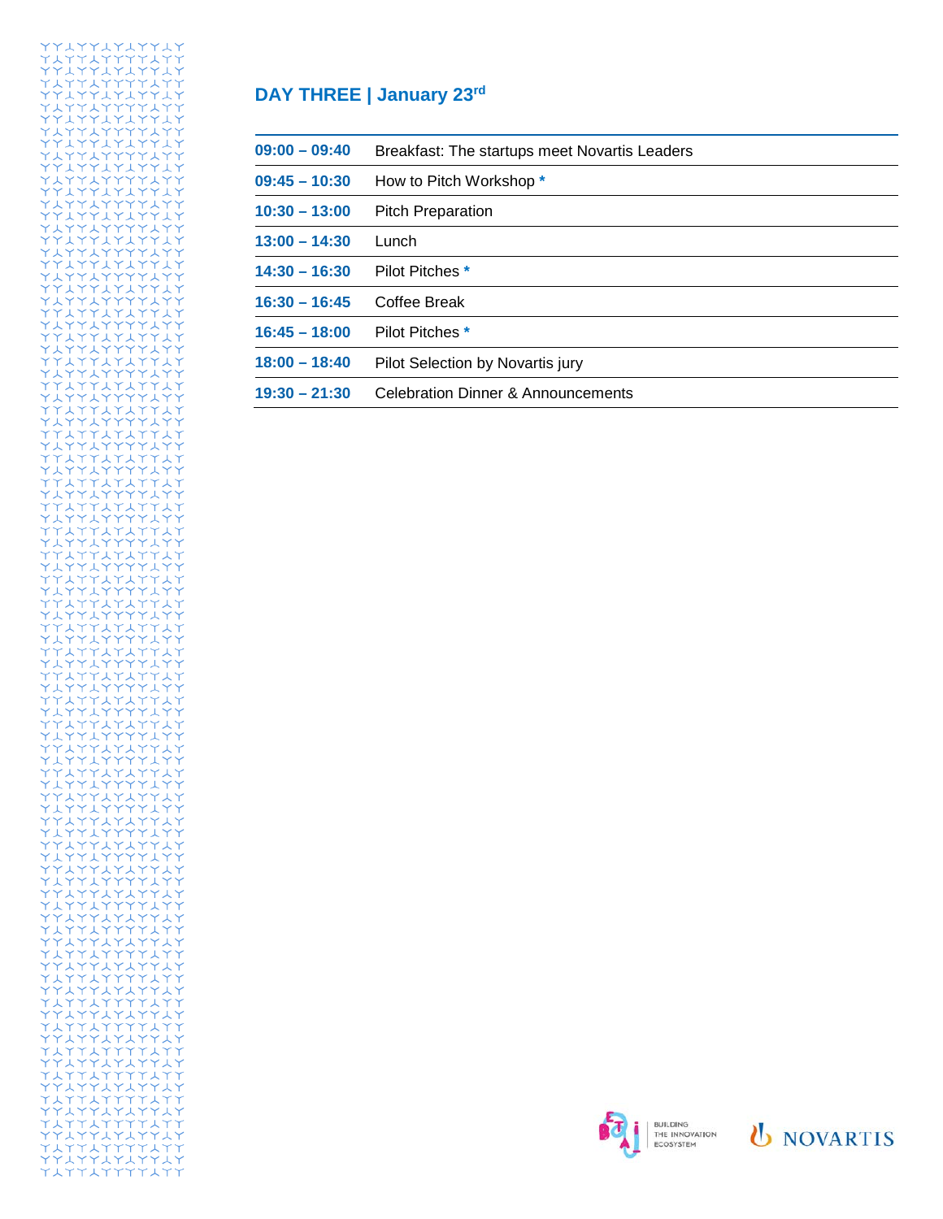## DAY THREE | January 23rd

| | |
|---|---|
| 09:00 – 09:40 | Breakfast: The startups meet Novartis Leaders |
| 09:45 – 10:30 | How to Pitch Workshop * |
| 10:30 – 13:00 | Pitch Preparation |
| 13:00 – 14:30 | Lunch |
| 14:30 – 16:30 | Pilot Pitches * |
| 16:30 – 16:45 | Coffee Break |
| 16:45 – 18:00 | Pilot Pitches * |
| 18:00 – 18:40 | Pilot Selection by Novartis jury |
| 19:30 – 21:30 | Celebration Dinner & Announcements |

BUILDING THE INNOVATION ECOSYSTEM

NOVARTIS